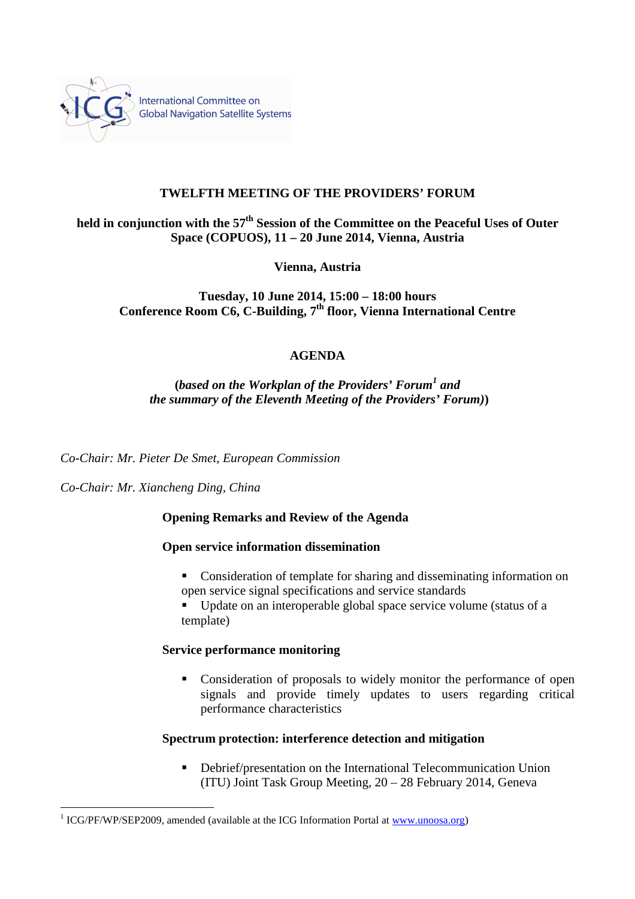International Committee on Global Navigation Satellite Systems

**TWELFTH MEETING OF THE PROVIDERS' FORUM**

**held in conjunction with the 57th Session of the Committee on the Peaceful Uses of Outer Space (COPUOS), 11 – 20 June 2014, Vienna, Austria**

**Vienna, Austria**

**Tuesday, 10 June 2014, 15:00 – 18:00 hours**
**Conference Room C6, C-Building, 7th floor, Vienna International Centre**

## AGENDA

**(*based on the Workplan of the Providers' Forum*[1] *and the summary of the Eleventh Meeting of the Providers' Forum)*)**

*Co-Chair: Mr. Pieter De Smet, European Commission*

*Co-Chair: Mr. Xiancheng Ding, China*

**Opening Remarks and Review of the Agenda**

**Open service information dissemination**

- Consideration of template for sharing and disseminating information on open service signal specifications and service standards
- Update on an interoperable global space service volume (status of a template)

**Service performance monitoring**

- Consideration of proposals to widely monitor the performance of open signals and provide timely updates to users regarding critical performance characteristics

**Spectrum protection: interference detection and mitigation**

- Debrief/presentation on the International Telecommunication Union (ITU) Joint Task Group Meeting, 20 – 28 February 2014, Geneva

[1] ICG/PF/WP/SEP2009, amended (available at the ICG Information Portal at www.unoosa.org)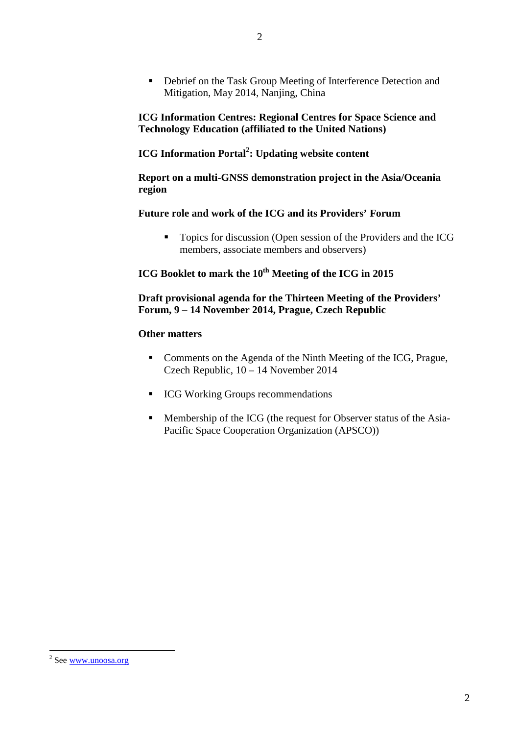- Debrief on the Task Group Meeting of Interference Detection and Mitigation, May 2014, Nanjing, China

**ICG Information Centres: Regional Centres for Space Science and Technology Education (affiliated to the United Nations)**

**ICG Information Portal[2]: Updating website content**

**Report on a multi-GNSS demonstration project in the Asia/Oceania region**

**Future role and work of the ICG and its Providers' Forum**

- Topics for discussion (Open session of the Providers and the ICG members, associate members and observers)

**ICG Booklet to mark the 10th Meeting of the ICG in 2015**

**Draft provisional agenda for the Thirteen Meeting of the Providers' Forum, 9 – 14 November 2014, Prague, Czech Republic**

**Other matters**

- Comments on the Agenda of the Ninth Meeting of the ICG, Prague, Czech Republic, 10 – 14 November 2014
- ICG Working Groups recommendations
- Membership of the ICG (the request for Observer status of the Asia-Pacific Space Cooperation Organization (APSCO))

---

[2] See www.unoosa.org